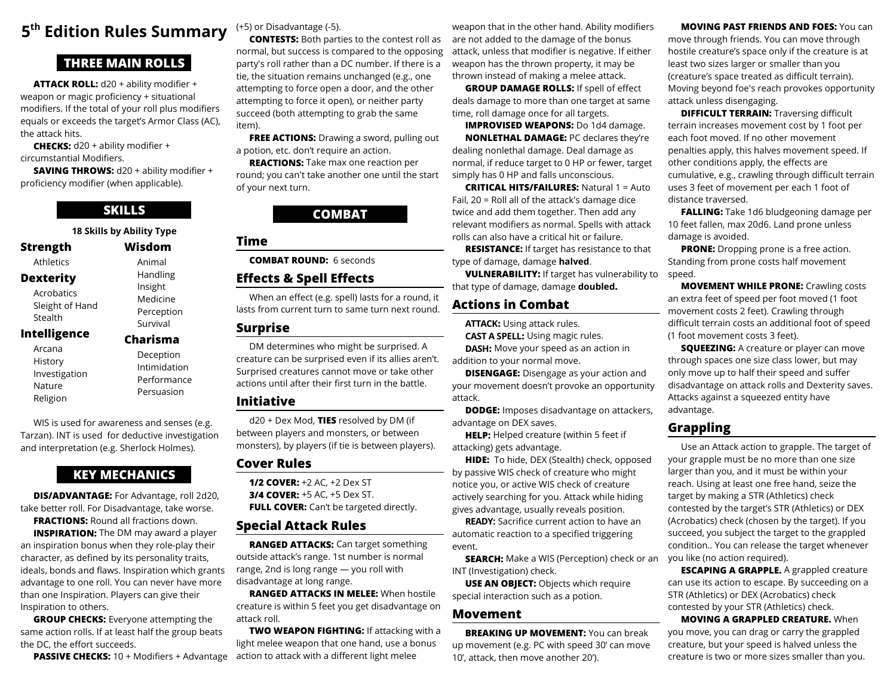# 5[th] Edition Rules Summary

## THREE MAIN ROLLS

**ATTACK ROLL:** d20 + ability modifier + weapon or magic proficiency + situational modifiers. If the total of your roll plus modifiers equals or exceeds the target's Armor Class (AC), the attack hits.

**CHECKS:** d20 + ability modifier + circumstantial Modifiers.

**SAVING THROWS:** d20 + ability modifier + proficiency modifier (when applicable).

## SKILLS

**18 Skills by Ability Type**

### Strength
- Athletics

### Dexterity
- Acrobatics
- Sleight of Hand
- Stealth

### Intelligence
- Arcana
- History
- Investigation
- Nature
- Religion

### Wisdom
- Animal Handling
- Insight
- Medicine
- Perception
- Survival

### Charisma
- Deception
- Intimidation
- Performance
- Persuasion

WIS is used for awareness and senses (e.g. Tarzan). INT is used for deductive investigation and interpretation (e.g. Sherlock Holmes).

## KEY MECHANICS

**DIS/ADVANTAGE:** For Advantage, roll 2d20, take better roll. For Disadvantage, take worse.

**FRACTIONS:** Round all fractions down.

**INSPIRATION:** The DM may award a player an inspiration bonus when they role-play their character, as defined by its personality traits, ideals, bonds and flaws. Inspiration which grants advantage to one roll. You can never have more than one Inspiration. Players can give their Inspiration to others.

**GROUP CHECKS:** Everyone attempting the same action rolls. If at least half the group beats the DC, the effort succeeds.

**PASSIVE CHECKS:** 10 + Modifiers + Advantage (+5) or Disadvantage (-5).

**CONTESTS:** Both parties to the contest roll as normal, but success is compared to the opposing party's roll rather than a DC number. If there is a tie, the situation remains unchanged (e.g., one attempting to force open a door, and the other attempting to force it open), or neither party succeed (both attempting to grab the same item).

**FREE ACTIONS:** Drawing a sword, pulling out a potion, etc. don't require an action.

**REACTIONS:** Take max one reaction per round; you can't take another one until the start of your next turn.

## COMBAT

### Time

**COMBAT ROUND:** 6 seconds

### Effects & Spell Effects

When an effect (e.g. spell) lasts for a round, it lasts from current turn to same turn next round.

### Surprise

DM determines who might be surprised. A creature can be surprised even if its allies aren't. Surprised creatures cannot move or take other actions until after their first turn in the battle.

### Initiative

d20 + Dex Mod, **TIES** resolved by DM (if between players and monsters, or between monsters), by players (if tie is between players).

### Cover Rules

**1/2 COVER:** +2 AC, +2 Dex ST
**3/4 COVER:** +5 AC, +5 Dex ST.
**FULL COVER:** Can't be targeted directly.

### Special Attack Rules

**RANGED ATTACKS:** Can target something outside attack's range. 1st number is normal range, 2nd is long range — you roll with disadvantage at long range.

**RANGED ATTACKS IN MELEE:** When hostile creature is within 5 feet you get disadvantage on attack roll.

**TWO WEAPON FIGHTING:** If attacking with a light melee weapon that one hand, use a bonus action to attack with a different light melee weapon that in the other hand. Ability modifiers are not added to the damage of the bonus attack, unless that modifier is negative. If either weapon has the thrown property, it may be thrown instead of making a melee attack.

**GROUP DAMAGE ROLLS:** If spell of effect deals damage to more than one target at same time, roll damage once for all targets.

**IMPROVISED WEAPONS:** Do 1d4 damage.

**NONLETHAL DAMAGE:** PC declares they're dealing nonlethal damage. Deal damage as normal, if reduce target to 0 HP or fewer, target simply has 0 HP and falls unconscious.

**CRITICAL HITS/FAILURES:** Natural 1 = Auto Fail, 20 = Roll all of the attack's damage dice twice and add them together. Then add any relevant modifiers as normal. Spells with attack rolls can also have a critical hit or failure.

**RESISTANCE:** If target has resistance to that type of damage, damage **halved**.

**VULNERABILITY:** If target has vulnerability to that type of damage, damage **doubled.**

### Actions in Combat

**ATTACK:** Using attack rules.

**CAST A SPELL:** Using magic rules.

**DASH:** Move your speed as an action in addition to your normal move.

**DISENGAGE:** Disengage as your action and your movement doesn't provoke an opportunity attack.

**DODGE:** Imposes disadvantage on attackers, advantage on DEX saves.

**HELP:** Helped creature (within 5 feet if attacking) gets advantage.

**HIDE:** To hide, DEX (Stealth) check, opposed by passive WIS check of creature who might notice you, or active WIS check of creature actively searching for you. Attack while hiding gives advantage, usually reveals position.

**READY:** Sacrifice current action to have an automatic reaction to a specified triggering event.

**SEARCH:** Make a WIS (Perception) check or an INT (Investigation) check.

**USE AN OBJECT:** Objects which require special interaction such as a potion.

### Movement

**BREAKING UP MOVEMENT:** You can break up movement (e.g. PC with speed 30' can move 10', attack, then move another 20').

**MOVING PAST FRIENDS AND FOES:** You can move through friends. You can move through hostile creature's space only if the creature is at least two sizes larger or smaller than you (creature's space treated as difficult terrain). Moving beyond foe's reach provokes opportunity attack unless disengaging.

**DIFFICULT TERRAIN:** Traversing difficult terrain increases movement cost by 1 foot per each foot moved. If no other movement penalties apply, this halves movement speed. If other conditions apply, the effects are cumulative, e.g., crawling through difficult terrain uses 3 feet of movement per each 1 foot of distance traversed.

**FALLING:** Take 1d6 bludgeoning damage per 10 feet fallen, max 20d6. Land prone unless damage is avoided.

**PRONE:** Dropping prone is a free action. Standing from prone costs half movement speed.

**MOVEMENT WHILE PRONE:** Crawling costs an extra feet of speed per foot moved (1 foot movement costs 2 feet). Crawling through difficult terrain costs an additional foot of speed (1 foot movement costs 3 feet).

**SQUEEZING:** A creature or player can move through spaces one size class lower, but may only move up to half their speed and suffer disadvantage on attack rolls and Dexterity saves. Attacks against a squeezed entity have advantage.

### Grappling

Use an Attack action to grapple. The target of your grapple must be no more than one size larger than you, and it must be within your reach. Using at least one free hand, seize the target by making a STR (Athletics) check contested by the target's STR (Athletics) or DEX (Acrobatics) check (chosen by the target). If you succeed, you subject the target to the grappled condition.. You can release the target whenever you like (no action required).

**ESCAPING A GRAPPLE.** A grappled creature can use its action to escape. By succeeding on a STR (Athletics) or DEX (Acrobatics) check contested by your STR (Athletics) check.

**MOVING A GRAPPLED CREATURE.** When you move, you can drag or carry the grappled creature, but your speed is halved unless the creature is two or more sizes smaller than you.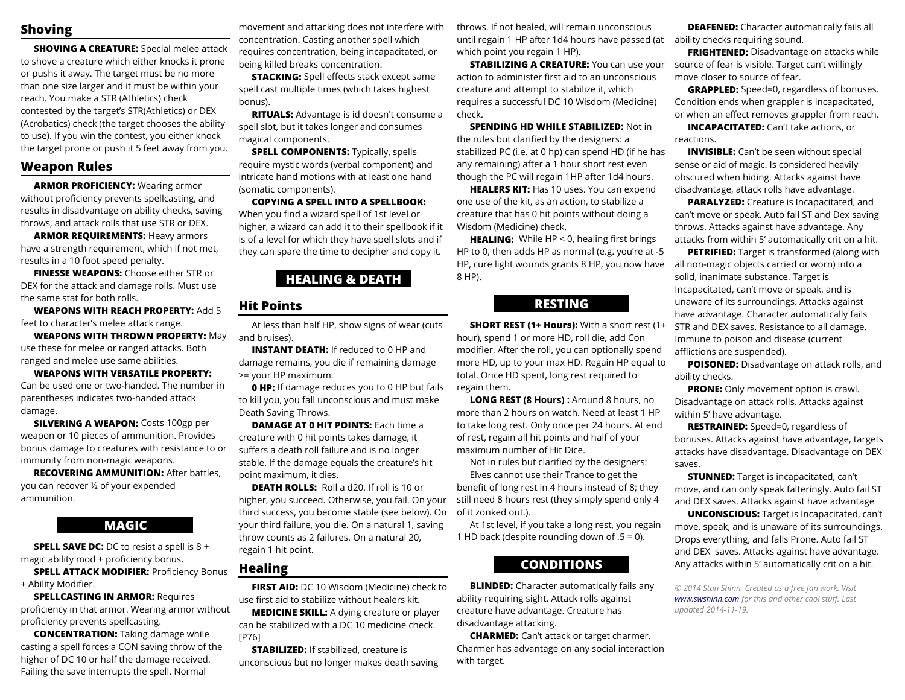## Shoving

**SHOVING A CREATURE:** Special melee attack to shove a creature which either knocks it prone or pushs it away. The target must be no more than one size larger and it must be within your reach. You make a STR (Athletics) check contested by the target's STR(Athletics) or DEX (Acrobatics) check (the target chooses the ability to use). If you win the contest, you either knock the target prone or push it 5 feet away from you.

## Weapon Rules

**ARMOR PROFICIENCY:** Wearing armor without proficiency prevents spellcasting, and results in disadvantage on ability checks, saving throws, and attack rolls that use STR or DEX.

**ARMOR REQUIREMENTS:** Heavy armors have a strength requirement, which if not met, results in a 10 foot speed penalty.

**FINESSE WEAPONS:** Choose either STR or DEX for the attack and damage rolls. Must use the same stat for both rolls.

**WEAPONS WITH REACH PROPERTY:** Add 5 feet to character's melee attack range.

**WEAPONS WITH THROWN PROPERTY:** May use these for melee or ranged attacks. Both ranged and melee use same abilities.

**WEAPONS WITH VERSATILE PROPERTY:** Can be used one or two-handed. The number in parentheses indicates two-handed attack damage.

**SILVERING A WEAPON:** Costs 100gp per weapon or 10 pieces of ammunition. Provides bonus damage to creatures with resistance to or immunity from non-magic weapons.

**RECOVERING AMMUNITION:** After battles, you can recover ½ of your expended ammunition.

# MAGIC

**SPELL SAVE DC:** DC to resist a spell is 8 + magic ability mod + proficiency bonus.

**SPELL ATTACK MODIFIER:** Proficiency Bonus + Ability Modifier.

**SPELLCASTING IN ARMOR:** Requires proficiency in that armor. Wearing armor without proficiency prevents spellcasting.

**CONCENTRATION:** Taking damage while casting a spell forces a CON saving throw of the higher of DC 10 or half the damage received. Failing the save interrupts the spell. Normal movement and attacking does not interfere with concentration. Casting another spell which requires concentration, being incapacitated, or being killed breaks concentration.

**STACKING:** Spell effects stack except same spell cast multiple times (which takes highest bonus).

**RITUALS:** Advantage is id doesn't consume a spell slot, but it takes longer and consumes magical components.

**SPELL COMPONENTS:** Typically, spells require mystic words (verbal component) and intricate hand motions with at least one hand (somatic components).

**COPYING A SPELL INTO A SPELLBOOK:** When you find a wizard spell of 1st level or higher, a wizard can add it to their spellbook if it is of a level for which they have spell slots and if they can spare the time to decipher and copy it.

# HEALING & DEATH

## Hit Points

At less than half HP, show signs of wear (cuts and bruises).

**INSTANT DEATH:** If reduced to 0 HP and damage remains, you die if remaining damage >= your HP maximum.

**0 HP:** If damage reduces you to 0 HP but fails to kill you, you fall unconscious and must make Death Saving Throws.

**DAMAGE AT 0 HIT POINTS:** Each time a creature with 0 hit points takes damage, it suffers a death roll failure and is no longer stable. If the damage equals the creature's hit point maximum, it dies.

**DEATH ROLLS:** Roll a d20. If roll is 10 or higher, you succeed. Otherwise, you fail. On your third success, you become stable (see below). On your third failure, you die. On a natural 1, saving throw counts as 2 failures. On a natural 20, regain 1 hit point.

## Healing

**FIRST AID:** DC 10 Wisdom (Medicine) check to use first aid to stabilize without healers kit.

**MEDICINE SKILL:** A dying creature or player can be stabilized with a DC 10 medicine check. [P76]

**STABILIZED:** If stabilized, creature is unconscious but no longer makes death saving throws. If not healed, will remain unconscious until regain 1 HP after 1d4 hours have passed (at which point you regain 1 HP).

**STABILIZING A CREATURE:** You can use your action to administer first aid to an unconscious creature and attempt to stabilize it, which requires a successful DC 10 Wisdom (Medicine) check.

**SPENDING HD WHILE STABILIZED:** Not in the rules but clarified by the designers: a stabilized PC (i.e. at 0 hp) can spend HD (if he has any remaining) after a 1 hour short rest even though the PC will regain 1HP after 1d4 hours.

**HEALERS KIT:** Has 10 uses. You can expend one use of the kit, as an action, to stabilize a creature that has 0 hit points without doing a Wisdom (Medicine) check.

**HEALING:** While HP < 0, healing first brings HP to 0, then adds HP as normal (e.g. you're at -5 HP, cure light wounds grants 8 HP, you now have 8 HP).

# RESTING

**SHORT REST (1+ Hours):** With a short rest (1+ hour), spend 1 or more HD, roll die, add Con modifier. After the roll, you can optionally spend more HD, up to your max HD. Regain HP equal to total. Once HD spent, long rest required to regain them.

**LONG REST (8 Hours) :** Around 8 hours, no more than 2 hours on watch. Need at least 1 HP to take long rest. Only once per 24 hours. At end of rest, regain all hit points and half of your maximum number of Hit Dice.

Not in rules but clarified by the designers: Elves cannot use their Trance to get the benefit of long rest in 4 hours instead of 8; they still need 8 hours rest (they simply spend only 4 of it zonked out.).

At 1st level, if you take a long rest, you regain 1 HD back (despite rounding down of .5 = 0).

# CONDITIONS

**BLINDED:** Character automatically fails any ability requiring sight. Attack rolls against creature have advantage. Creature has disadvantage attacking.

**CHARMED:** Can't attack or target charmer. Charmer has advantage on any social interaction with target.

**DEAFENED:** Character automatically fails all ability checks requiring sound.

**FRIGHTENED:** Disadvantage on attacks while source of fear is visible. Target can't willingly move closer to source of fear.

**GRAPPLED:** Speed=0, regardless of bonuses. Condition ends when grappler is incapacitated, or when an effect removes grappler from reach.

**INCAPACITATED:** Can't take actions, or reactions.

**INVISIBLE:** Can't be seen without special sense or aid of magic. Is considered heavily obscured when hiding. Attacks against have disadvantage, attack rolls have advantage.

**PARALYZED:** Creature is Incapacitated, and can't move or speak. Auto fail ST and Dex saving throws. Attacks against have advantage. Any attacks from within 5' automatically crit on a hit.

**PETRIFIED:** Target is transformed (along with all non-magic objects carried or worn) into a solid, inanimate substance. Target is Incapacitated, can't move or speak, and is unaware of its surroundings. Attacks against have advantage. Character automatically fails STR and DEX saves. Resistance to all damage. Immune to poison and disease (current afflictions are suspended).

**POISONED:** Disadvantage on attack rolls, and ability checks.

**PRONE:** Only movement option is crawl. Disadvantage on attack rolls. Attacks against within 5' have advantage.

**RESTRAINED:** Speed=0, regardless of bonuses. Attacks against have advantage, targets attacks have disadvantage. Disadvantage on DEX saves.

**STUNNED:** Target is incapacitated, can't move, and can only speak falteringly. Auto fail ST and DEX saves. Attacks against have advantage

**UNCONSCIOUS:** Target is Incapacitated, can't move, speak, and is unaware of its surroundings. Drops everything, and falls Prone. Auto fail ST and DEX saves. Attacks against have advantage. Any attacks within 5' automatically crit on a hit.

*© 2014 Stan Shinn. Created as a free fan work. Visit www.swshinn.com for this and other cool stuff. Last updated 2014-11-19.*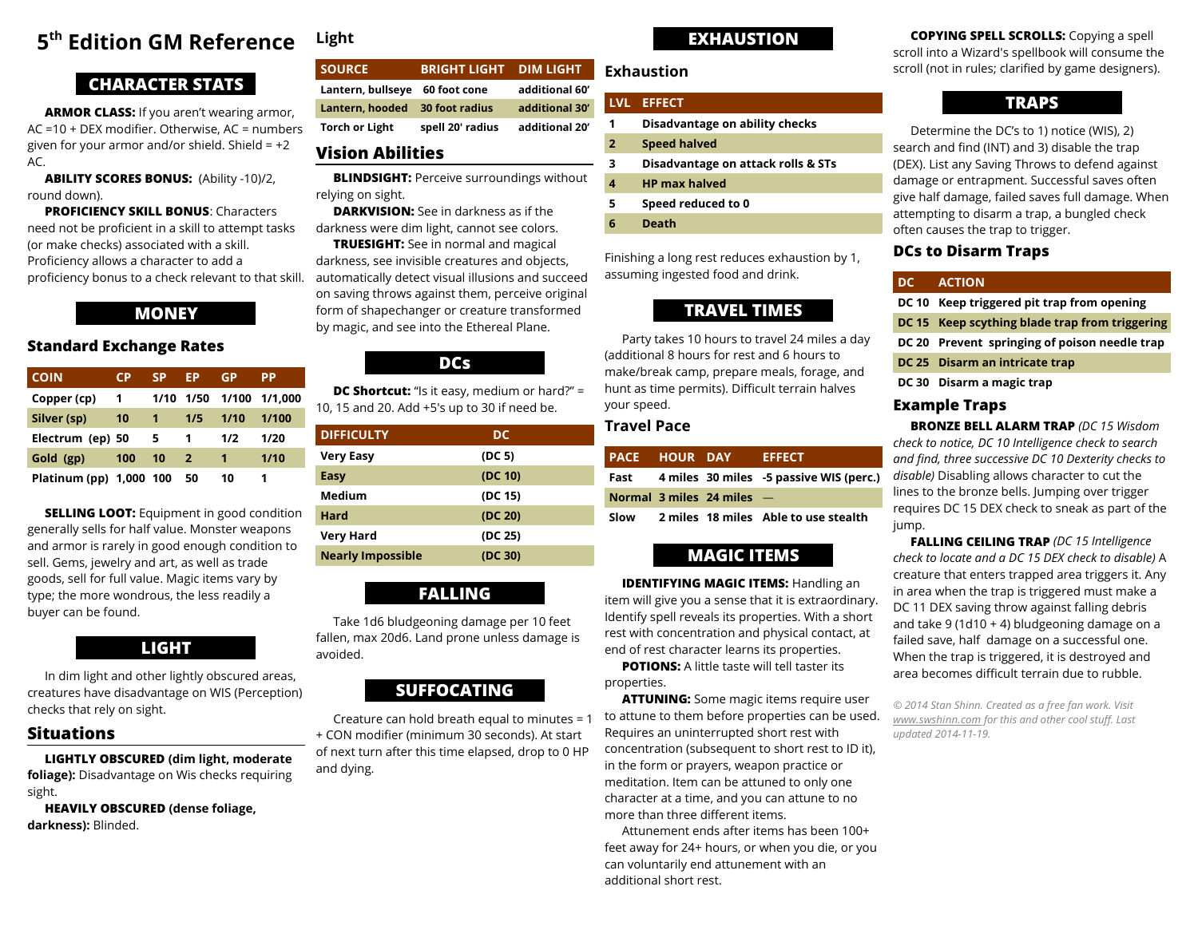# 5th Edition GM Reference

## CHARACTER STATS

**ARMOR CLASS:** If you aren't wearing armor, AC =10 + DEX modifier. Otherwise, AC = numbers given for your armor and/or shield. Shield = +2 AC.

**ABILITY SCORES BONUS:** (Ability -10)/2, round down).

**PROFICIENCY SKILL BONUS**: Characters need not be proficient in a skill to attempt tasks (or make checks) associated with a skill. Proficiency allows a character to add a proficiency bonus to a check relevant to that skill.

## MONEY

### Standard Exchange Rates

| COIN | CP | SP | EP | GP | PP |
|---|---|---|---|---|---|
| Copper (cp) | 1 | 1/10 | 1/50 | 1/100 | 1/1,000 |
| Silver (sp) | 10 | 1 | 1/5 | 1/10 | 1/100 |
| Electrum (ep) | 50 | 5 | 1 | 1/2 | 1/20 |
| Gold (gp) | 100 | 10 | 2 | 1 | 1/10 |
| Platinum (pp) | 1,000 | 100 | 50 | 10 | 1 |

**SELLING LOOT:** Equipment in good condition generally sells for half value. Monster weapons and armor is rarely in good enough condition to sell. Gems, jewelry and art, as well as trade goods, sell for full value. Magic items vary by type; the more wondrous, the less readily a buyer can be found.

## LIGHT

In dim light and other lightly obscured areas, creatures have disadvantage on WIS (Perception) checks that rely on sight.

### Situations

**LIGHTLY OBSCURED (dim light, moderate foliage):** Disadvantage on Wis checks requiring sight.

**HEAVILY OBSCURED (dense foliage, darkness):** Blinded.

### Light

| SOURCE | BRIGHT LIGHT | DIM LIGHT |
|---|---|---|
| Lantern, bullseye | 60 foot cone | additional 60' |
| Lantern, hooded | 30 foot radius | additional 30' |
| Torch or Light | spell 20' radius | additional 20' |

### Vision Abilities

**BLINDSIGHT:** Perceive surroundings without relying on sight.

**DARKVISION:** See in darkness as if the darkness were dim light, cannot see colors.

**TRUESIGHT:** See in normal and magical darkness, see invisible creatures and objects, automatically detect visual illusions and succeed on saving throws against them, perceive original form of shapechanger or creature transformed by magic, and see into the Ethereal Plane.

## DCs

**DC Shortcut:** "Is it easy, medium or hard?" = 10, 15 and 20. Add +5's up to 30 if need be.

| DIFFICULTY | DC |
|---|---|
| Very Easy | (DC 5) |
| Easy | (DC 10) |
| Medium | (DC 15) |
| Hard | (DC 20) |
| Very Hard | (DC 25) |
| Nearly Impossible | (DC 30) |

## FALLING

Take 1d6 bludgeoning damage per 10 feet fallen, max 20d6. Land prone unless damage is avoided.

## SUFFOCATING

Creature can hold breath equal to minutes = 1 + CON modifier (minimum 30 seconds). At start of next turn after this time elapsed, drop to 0 HP and dying.

## EXHAUSTION

### Exhaustion

| LVL | EFFECT |
|---|---|
| 1 | Disadvantage on ability checks |
| 2 | Speed halved |
| 3 | Disadvantage on attack rolls & STs |
| 4 | HP max halved |
| 5 | Speed reduced to 0 |
| 6 | Death |

Finishing a long rest reduces exhaustion by 1, assuming ingested food and drink.

## TRAVEL TIMES

Party takes 10 hours to travel 24 miles a day (additional 8 hours for rest and 6 hours to make/break camp, prepare meals, forage, and hunt as time permits). Difficult terrain halves your speed.

### Travel Pace

| PACE | HOUR | DAY | EFFECT |
|---|---|---|---|
| Fast | 4 miles | 30 miles | -5 passive WIS (perc.) |
| Normal | 3 miles | 24 miles | — |
| Slow | 2 miles | 18 miles | Able to use stealth |

## MAGIC ITEMS

**IDENTIFYING MAGIC ITEMS:** Handling an item will give you a sense that it is extraordinary. Identify spell reveals its properties. With a short rest with concentration and physical contact, at end of rest character learns its properties.

**POTIONS:** A little taste will tell taster its properties.

**ATTUNING:** Some magic items require user to attune to them before properties can be used. Requires an uninterrupted short rest with concentration (subsequent to short rest to ID it), in the form or prayers, weapon practice or meditation. Item can be attuned to only one character at a time, and you can attune to no more than three different items.

Attunement ends after items has been 100+ feet away for 24+ hours, or when you die, or you can voluntarily end attunement with an additional short rest.

**COPYING SPELL SCROLLS:** Copying a spell scroll into a Wizard's spellbook will consume the scroll (not in rules; clarified by game designers).

## TRAPS

Determine the DC's to 1) notice (WIS), 2) search and find (INT) and 3) disable the trap (DEX). List any Saving Throws to defend against damage or entrapment. Successful saves often give half damage, failed saves full damage. When attempting to disarm a trap, a bungled check often causes the trap to trigger.

### DCs to Disarm Traps

| DC | ACTION |
|---|---|
| DC 10 | Keep triggered pit trap from opening |
| DC 15 | Keep scything blade trap from triggering |
| DC 20 | Prevent springing of poison needle trap |
| DC 25 | Disarm an intricate trap |
| DC 30 | Disarm a magic trap |

### Example Traps

**BRONZE BELL ALARM TRAP** *(DC 15 Wisdom check to notice, DC 10 Intelligence check to search and find, three successive DC 10 Dexterity checks to disable)* Disabling allows character to cut the lines to the bronze bells. Jumping over trigger requires DC 15 DEX check to sneak as part of the jump.

**FALLING CEILING TRAP** *(DC 15 Intelligence check to locate and a DC 15 DEX check to disable)* A creature that enters trapped area triggers it. Any in area when the trap is triggered must make a DC 11 DEX saving throw against falling debris and take 9 (1d10 + 4) bludgeoning damage on a failed save, half damage on a successful one. When the trap is triggered, it is destroyed and area becomes difficult terrain due to rubble.

*© 2014 Stan Shinn. Created as a free fan work. Visit www.swshinn.com for this and other cool stuff. Last updated 2014-11-19.*